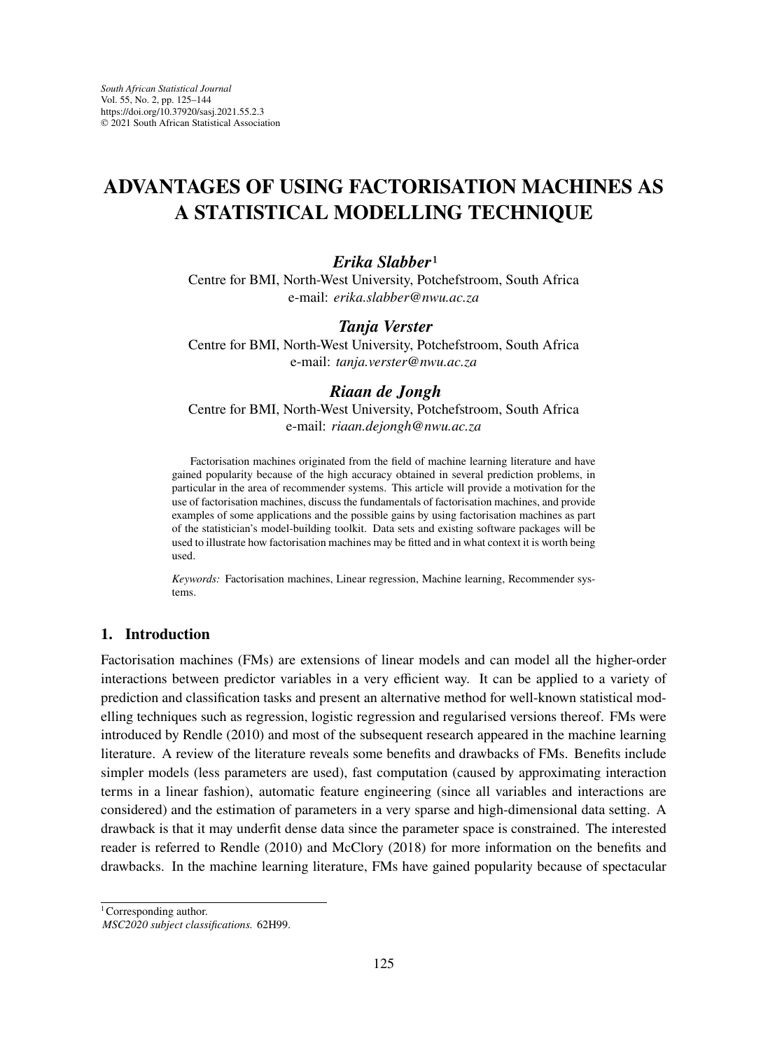# ADVANTAGES OF USING FACTORISATION MACHINES AS A STATISTICAL MODELLING TECHNIQUE

***Erika Slabber***[1]

Centre for BMI, North-West University, Potchefstroom, South Africa
e-mail: *erika.slabber@nwu.ac.za*

***Tanja Verster***

Centre for BMI, North-West University, Potchefstroom, South Africa
e-mail: *tanja.verster@nwu.ac.za*

***Riaan de Jongh***

Centre for BMI, North-West University, Potchefstroom, South Africa
e-mail: *riaan.dejongh@nwu.ac.za*

Factorisation machines originated from the field of machine learning literature and have gained popularity because of the high accuracy obtained in several prediction problems, in particular in the area of recommender systems. This article will provide a motivation for the use of factorisation machines, discuss the fundamentals of factorisation machines, and provide examples of some applications and the possible gains by using factorisation machines as part of the statistician's model-building toolkit. Data sets and existing software packages will be used to illustrate how factorisation machines may be fitted and in what context it is worth being used.

*Keywords:* Factorisation machines, Linear regression, Machine learning, Recommender systems.

## 1. Introduction

Factorisation machines (FMs) are extensions of linear models and can model all the higher-order interactions between predictor variables in a very efficient way. It can be applied to a variety of prediction and classification tasks and present an alternative method for well-known statistical modelling techniques such as regression, logistic regression and regularised versions thereof. FMs were introduced by Rendle (2010) and most of the subsequent research appeared in the machine learning literature. A review of the literature reveals some benefits and drawbacks of FMs. Benefits include simpler models (less parameters are used), fast computation (caused by approximating interaction terms in a linear fashion), automatic feature engineering (since all variables and interactions are considered) and the estimation of parameters in a very sparse and high-dimensional data setting. A drawback is that it may underfit dense data since the parameter space is constrained. The interested reader is referred to Rendle (2010) and McClory (2018) for more information on the benefits and drawbacks. In the machine learning literature, FMs have gained popularity because of spectacular

[1] Corresponding author.
*MSC2020 subject classifications.* 62H99.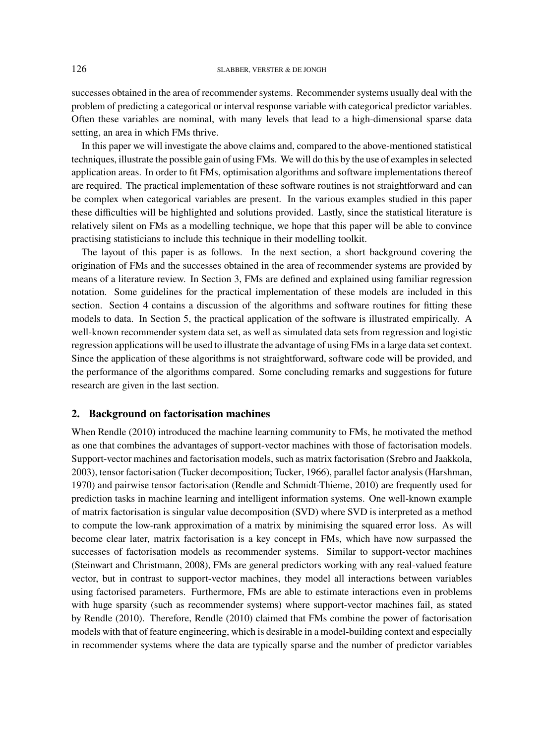successes obtained in the area of recommender systems. Recommender systems usually deal with the problem of predicting a categorical or interval response variable with categorical predictor variables. Often these variables are nominal, with many levels that lead to a high-dimensional sparse data setting, an area in which FMs thrive.

In this paper we will investigate the above claims and, compared to the above-mentioned statistical techniques, illustrate the possible gain of using FMs. We will do this by the use of examples in selected application areas. In order to fit FMs, optimisation algorithms and software implementations thereof are required. The practical implementation of these software routines is not straightforward and can be complex when categorical variables are present. In the various examples studied in this paper these difficulties will be highlighted and solutions provided. Lastly, since the statistical literature is relatively silent on FMs as a modelling technique, we hope that this paper will be able to convince practising statisticians to include this technique in their modelling toolkit.

The layout of this paper is as follows. In the next section, a short background covering the origination of FMs and the successes obtained in the area of recommender systems are provided by means of a literature review. In Section 3, FMs are defined and explained using familiar regression notation. Some guidelines for the practical implementation of these models are included in this section. Section 4 contains a discussion of the algorithms and software routines for fitting these models to data. In Section 5, the practical application of the software is illustrated empirically. A well-known recommender system data set, as well as simulated data sets from regression and logistic regression applications will be used to illustrate the advantage of using FMs in a large data set context. Since the application of these algorithms is not straightforward, software code will be provided, and the performance of the algorithms compared. Some concluding remarks and suggestions for future research are given in the last section.

## 2. Background on factorisation machines

When Rendle (2010) introduced the machine learning community to FMs, he motivated the method as one that combines the advantages of support-vector machines with those of factorisation models. Support-vector machines and factorisation models, such as matrix factorisation (Srebro and Jaakkola, 2003), tensor factorisation (Tucker decomposition; Tucker, 1966), parallel factor analysis (Harshman, 1970) and pairwise tensor factorisation (Rendle and Schmidt-Thieme, 2010) are frequently used for prediction tasks in machine learning and intelligent information systems. One well-known example of matrix factorisation is singular value decomposition (SVD) where SVD is interpreted as a method to compute the low-rank approximation of a matrix by minimising the squared error loss. As will become clear later, matrix factorisation is a key concept in FMs, which have now surpassed the successes of factorisation models as recommender systems. Similar to support-vector machines (Steinwart and Christmann, 2008), FMs are general predictors working with any real-valued feature vector, but in contrast to support-vector machines, they model all interactions between variables using factorised parameters. Furthermore, FMs are able to estimate interactions even in problems with huge sparsity (such as recommender systems) where support-vector machines fail, as stated by Rendle (2010). Therefore, Rendle (2010) claimed that FMs combine the power of factorisation models with that of feature engineering, which is desirable in a model-building context and especially in recommender systems where the data are typically sparse and the number of predictor variables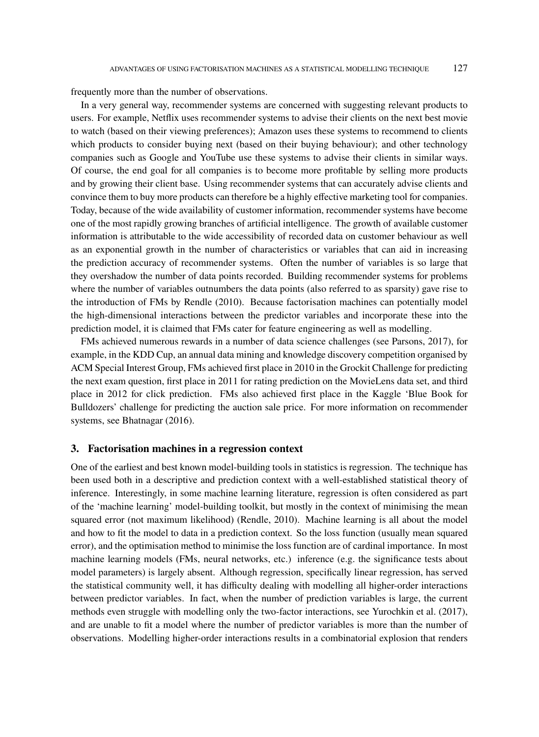frequently more than the number of observations.

In a very general way, recommender systems are concerned with suggesting relevant products to users. For example, Netflix uses recommender systems to advise their clients on the next best movie to watch (based on their viewing preferences); Amazon uses these systems to recommend to clients which products to consider buying next (based on their buying behaviour); and other technology companies such as Google and YouTube use these systems to advise their clients in similar ways. Of course, the end goal for all companies is to become more profitable by selling more products and by growing their client base. Using recommender systems that can accurately advise clients and convince them to buy more products can therefore be a highly effective marketing tool for companies. Today, because of the wide availability of customer information, recommender systems have become one of the most rapidly growing branches of artificial intelligence. The growth of available customer information is attributable to the wide accessibility of recorded data on customer behaviour as well as an exponential growth in the number of characteristics or variables that can aid in increasing the prediction accuracy of recommender systems. Often the number of variables is so large that they overshadow the number of data points recorded. Building recommender systems for problems where the number of variables outnumbers the data points (also referred to as sparsity) gave rise to the introduction of FMs by Rendle (2010). Because factorisation machines can potentially model the high-dimensional interactions between the predictor variables and incorporate these into the prediction model, it is claimed that FMs cater for feature engineering as well as modelling.

FMs achieved numerous rewards in a number of data science challenges (see Parsons, 2017), for example, in the KDD Cup, an annual data mining and knowledge discovery competition organised by ACM Special Interest Group, FMs achieved first place in 2010 in the Grockit Challenge for predicting the next exam question, first place in 2011 for rating prediction on the MovieLens data set, and third place in 2012 for click prediction. FMs also achieved first place in the Kaggle 'Blue Book for Bulldozers' challenge for predicting the auction sale price. For more information on recommender systems, see Bhatnagar (2016).

## 3. Factorisation machines in a regression context

One of the earliest and best known model-building tools in statistics is regression. The technique has been used both in a descriptive and prediction context with a well-established statistical theory of inference. Interestingly, in some machine learning literature, regression is often considered as part of the 'machine learning' model-building toolkit, but mostly in the context of minimising the mean squared error (not maximum likelihood) (Rendle, 2010). Machine learning is all about the model and how to fit the model to data in a prediction context. So the loss function (usually mean squared error), and the optimisation method to minimise the loss function are of cardinal importance. In most machine learning models (FMs, neural networks, etc.) inference (e.g. the significance tests about model parameters) is largely absent. Although regression, specifically linear regression, has served the statistical community well, it has difficulty dealing with modelling all higher-order interactions between predictor variables. In fact, when the number of prediction variables is large, the current methods even struggle with modelling only the two-factor interactions, see Yurochkin et al. (2017), and are unable to fit a model where the number of predictor variables is more than the number of observations. Modelling higher-order interactions results in a combinatorial explosion that renders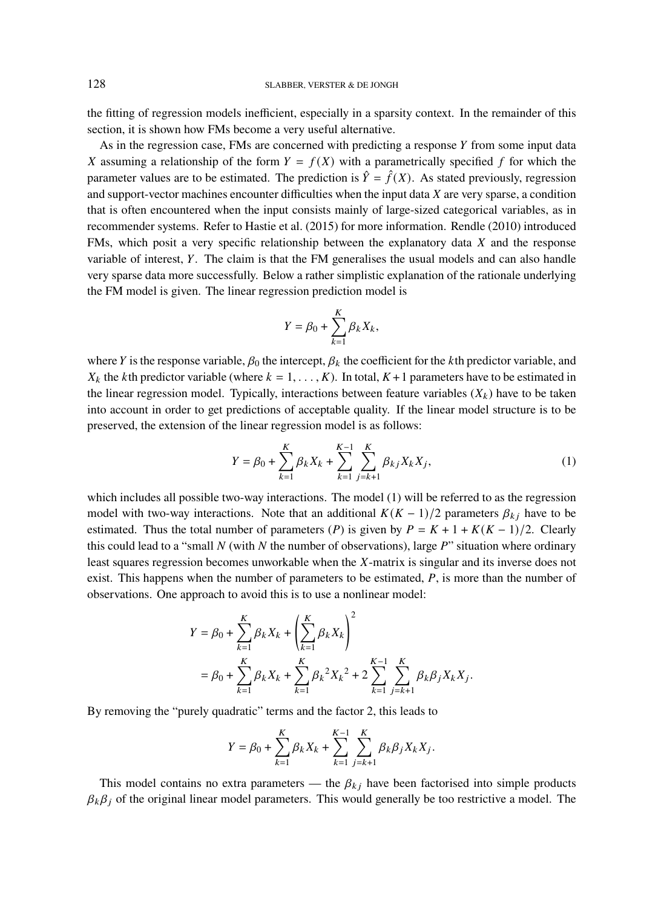the fitting of regression models inefficient, especially in a sparsity context. In the remainder of this section, it is shown how FMs become a very useful alternative.

As in the regression case, FMs are concerned with predicting a response $Y$ from some input data $X$ assuming a relationship of the form $Y = f(X)$ with a parametrically specified $f$ for which the parameter values are to be estimated. The prediction is $\hat{Y} = \hat{f}(X)$. As stated previously, regression and support-vector machines encounter difficulties when the input data $X$ are very sparse, a condition that is often encountered when the input consists mainly of large-sized categorical variables, as in recommender systems. Refer to Hastie et al. (2015) for more information. Rendle (2010) introduced FMs, which posit a very specific relationship between the explanatory data $X$ and the response variable of interest, $Y$. The claim is that the FM generalises the usual models and can also handle very sparse data more successfully. Below a rather simplistic explanation of the rationale underlying the FM model is given. The linear regression prediction model is

$$Y = \beta_0 + \sum_{k=1}^{K} \beta_k X_k,$$

where $Y$ is the response variable, $\beta_0$ the intercept, $\beta_k$ the coefficient for the $k$th predictor variable, and $X_k$ the $k$th predictor variable (where $k = 1, \ldots, K$). In total, $K+1$ parameters have to be estimated in the linear regression model. Typically, interactions between feature variables ($X_k$) have to be taken into account in order to get predictions of acceptable quality. If the linear model structure is to be preserved, the extension of the linear regression model is as follows:

$$Y = \beta_0 + \sum_{k=1}^{K} \beta_k X_k + \sum_{k=1}^{K-1} \sum_{j=k+1}^{K} \beta_{kj} X_k X_j, \tag{1}$$

which includes all possible two-way interactions. The model (1) will be referred to as the regression model with two-way interactions. Note that an additional $K(K-1)/2$ parameters $\beta_{kj}$ have to be estimated. Thus the total number of parameters ($P$) is given by $P = K + 1 + K(K-1)/2$. Clearly this could lead to a "small $N$ (with $N$ the number of observations), large $P$" situation where ordinary least squares regression becomes unworkable when the $X$-matrix is singular and its inverse does not exist. This happens when the number of parameters to be estimated, $P$, is more than the number of observations. One approach to avoid this is to use a nonlinear model:

$$\begin{aligned}
Y &= \beta_0 + \sum_{k=1}^{K} \beta_k X_k + \left( \sum_{k=1}^{K} \beta_k X_k \right)^2 \\
&= \beta_0 + \sum_{k=1}^{K} \beta_k X_k + \sum_{k=1}^{K} {\beta_k}^2 {X_k}^2 + 2 \sum_{k=1}^{K-1} \sum_{j=k+1}^{K} \beta_k \beta_j X_k X_j.
\end{aligned}$$

By removing the "purely quadratic" terms and the factor 2, this leads to

$$Y = \beta_0 + \sum_{k=1}^{K} \beta_k X_k + \sum_{k=1}^{K-1} \sum_{j=k+1}^{K} \beta_k \beta_j X_k X_j.$$

This model contains no extra parameters — the $\beta_{kj}$ have been factorised into simple products $\beta_k \beta_j$ of the original linear model parameters. This would generally be too restrictive a model. The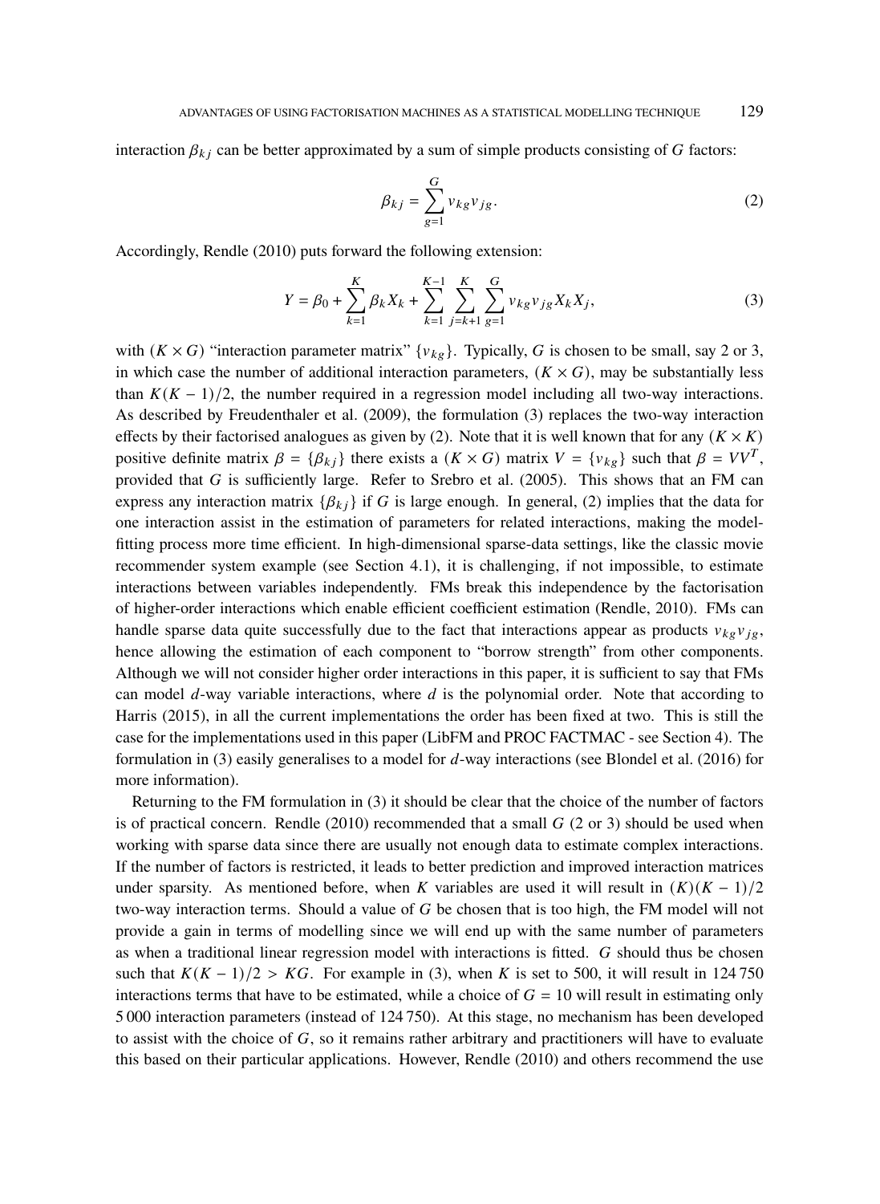interaction $\beta_{kj}$ can be better approximated by a sum of simple products consisting of $G$ factors:

$$\beta_{kj} = \sum_{g=1}^{G} v_{kg} v_{jg}. \tag{2}$$

Accordingly, Rendle (2010) puts forward the following extension:

$$Y = \beta_0 + \sum_{k=1}^{K} \beta_k X_k + \sum_{k=1}^{K-1} \sum_{j=k+1}^{K} \sum_{g=1}^{G} v_{kg} v_{jg} X_k X_j, \tag{3}$$

with $(K \times G)$ "interaction parameter matrix" $\{v_{kg}\}$. Typically, $G$ is chosen to be small, say 2 or 3, in which case the number of additional interaction parameters, $(K \times G)$, may be substantially less than $K(K-1)/2$, the number required in a regression model including all two-way interactions. As described by Freudenthaler et al. (2009), the formulation (3) replaces the two-way interaction effects by their factorised analogues as given by (2). Note that it is well known that for any $(K \times K)$ positive definite matrix $\beta = \{\beta_{kj}\}$ there exists a $(K \times G)$ matrix $V = \{v_{kg}\}$ such that $\beta = VV^T$, provided that $G$ is sufficiently large. Refer to Srebro et al. (2005). This shows that an FM can express any interaction matrix $\{\beta_{kj}\}$ if $G$ is large enough. In general, (2) implies that the data for one interaction assist in the estimation of parameters for related interactions, making the model-fitting process more time efficient. In high-dimensional sparse-data settings, like the classic movie recommender system example (see Section 4.1), it is challenging, if not impossible, to estimate interactions between variables independently. FMs break this independence by the factorisation of higher-order interactions which enable efficient coefficient estimation (Rendle, 2010). FMs can handle sparse data quite successfully due to the fact that interactions appear as products $v_{kg} v_{jg}$, hence allowing the estimation of each component to "borrow strength" from other components. Although we will not consider higher order interactions in this paper, it is sufficient to say that FMs can model $d$-way variable interactions, where $d$ is the polynomial order. Note that according to Harris (2015), in all the current implementations the order has been fixed at two. This is still the case for the implementations used in this paper (LibFM and PROC FACTMAC - see Section 4). The formulation in (3) easily generalises to a model for $d$-way interactions (see Blondel et al. (2016) for more information).

Returning to the FM formulation in (3) it should be clear that the choice of the number of factors is of practical concern. Rendle (2010) recommended that a small $G$ (2 or 3) should be used when working with sparse data since there are usually not enough data to estimate complex interactions. If the number of factors is restricted, it leads to better prediction and improved interaction matrices under sparsity. As mentioned before, when $K$ variables are used it will result in $(K)(K-1)/2$ two-way interaction terms. Should a value of $G$ be chosen that is too high, the FM model will not provide a gain in terms of modelling since we will end up with the same number of parameters as when a traditional linear regression model with interactions is fitted. $G$ should thus be chosen such that $K(K-1)/2 > KG$. For example in (3), when $K$ is set to 500, it will result in 124 750 interactions terms that have to be estimated, while a choice of $G = 10$ will result in estimating only 5 000 interaction parameters (instead of 124 750). At this stage, no mechanism has been developed to assist with the choice of $G$, so it remains rather arbitrary and practitioners will have to evaluate this based on their particular applications. However, Rendle (2010) and others recommend the use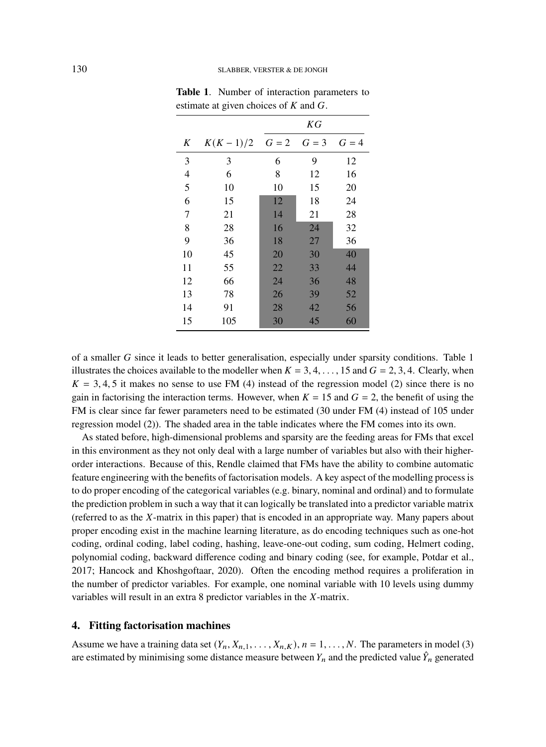**Table 1**. Number of interaction parameters to estimate at given choices of $K$ and $G$.

| $K$ | $K(K-1)/2$ | $KG$ | | |
|---|---|---|---|---|
| | | $G=2$ | $G=3$ | $G=4$ |
| 3 | 3 | 6 | 9 | 12 |
| 4 | 6 | 8 | 12 | 16 |
| 5 | 10 | 10 | 15 | 20 |
| 6 | 15 | 12 | 18 | 24 |
| 7 | 21 | 14 | 21 | 28 |
| 8 | 28 | 16 | 24 | 32 |
| 9 | 36 | 18 | 27 | 36 |
| 10 | 45 | 20 | 30 | 40 |
| 11 | 55 | 22 | 33 | 44 |
| 12 | 66 | 24 | 36 | 48 |
| 13 | 78 | 26 | 39 | 52 |
| 14 | 91 | 28 | 42 | 56 |
| 15 | 105 | 30 | 45 | 60 |

of a smaller $G$ since it leads to better generalisation, especially under sparsity conditions. Table 1 illustrates the choices available to the modeller when $K = 3, 4, \ldots, 15$ and $G = 2, 3, 4$. Clearly, when $K = 3, 4, 5$ it makes no sense to use FM (4) instead of the regression model (2) since there is no gain in factorising the interaction terms. However, when $K = 15$ and $G = 2$, the benefit of using the FM is clear since far fewer parameters need to be estimated (30 under FM (4) instead of 105 under regression model (2)). The shaded area in the table indicates where the FM comes into its own.

As stated before, high-dimensional problems and sparsity are the feeding areas for FMs that excel in this environment as they not only deal with a large number of variables but also with their higher-order interactions. Because of this, Rendle claimed that FMs have the ability to combine automatic feature engineering with the benefits of factorisation models. A key aspect of the modelling process is to do proper encoding of the categorical variables (e.g. binary, nominal and ordinal) and to formulate the prediction problem in such a way that it can logically be translated into a predictor variable matrix (referred to as the $X$-matrix in this paper) that is encoded in an appropriate way. Many papers about proper encoding exist in the machine learning literature, as do encoding techniques such as one-hot coding, ordinal coding, label coding, hashing, leave-one-out coding, sum coding, Helmert coding, polynomial coding, backward difference coding and binary coding (see, for example, Potdar et al., 2017; Hancock and Khoshgoftaar, 2020). Often the encoding method requires a proliferation in the number of predictor variables. For example, one nominal variable with 10 levels using dummy variables will result in an extra 8 predictor variables in the $X$-matrix.

## 4. Fitting factorisation machines

Assume we have a training data set $(Y_n, X_{n,1}, \ldots, X_{n,K})$, $n = 1, \ldots, N$. The parameters in model (3) are estimated by minimising some distance measure between $Y_n$ and the predicted value $\hat{Y}_n$ generated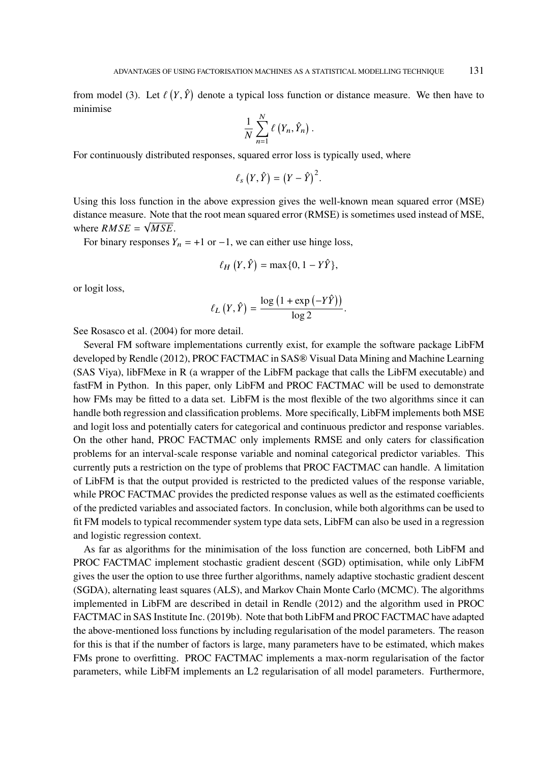from model (3). Let $\ell\left(Y, \hat{Y}\right)$ denote a typical loss function or distance measure. We then have to minimise

$$\frac{1}{N}\sum_{n=1}^{N}\ell\left(Y_n, \hat{Y}_n\right).$$

For continuously distributed responses, squared error loss is typically used, where

$$\ell_s\left(Y, \hat{Y}\right) = \left(Y - \hat{Y}\right)^2.$$

Using this loss function in the above expression gives the well-known mean squared error (MSE) distance measure. Note that the root mean squared error (RMSE) is sometimes used instead of MSE, where $RMSE = \sqrt{MSE}$.

For binary responses $Y_n = +1$ or $-1$, we can either use hinge loss,

$$\ell_H\left(Y, \hat{Y}\right) = \max\{0, 1 - Y\hat{Y}\},$$

or logit loss,

$$\ell_L\left(Y, \hat{Y}\right) = \frac{\log\left(1 + \exp\left(-Y\hat{Y}\right)\right)}{\log 2}.$$

See Rosasco et al. (2004) for more detail.

Several FM software implementations currently exist, for example the software package LibFM developed by Rendle (2012), PROC FACTMAC in SAS® Visual Data Mining and Machine Learning (SAS Viya), libFMexe in R (a wrapper of the LibFM package that calls the LibFM executable) and fastFM in Python. In this paper, only LibFM and PROC FACTMAC will be used to demonstrate how FMs may be fitted to a data set. LibFM is the most flexible of the two algorithms since it can handle both regression and classification problems. More specifically, LibFM implements both MSE and logit loss and potentially caters for categorical and continuous predictor and response variables. On the other hand, PROC FACTMAC only implements RMSE and only caters for classification problems for an interval-scale response variable and nominal categorical predictor variables. This currently puts a restriction on the type of problems that PROC FACTMAC can handle. A limitation of LibFM is that the output provided is restricted to the predicted values of the response variable, while PROC FACTMAC provides the predicted response values as well as the estimated coefficients of the predicted variables and associated factors. In conclusion, while both algorithms can be used to fit FM models to typical recommender system type data sets, LibFM can also be used in a regression and logistic regression context.

As far as algorithms for the minimisation of the loss function are concerned, both LibFM and PROC FACTMAC implement stochastic gradient descent (SGD) optimisation, while only LibFM gives the user the option to use three further algorithms, namely adaptive stochastic gradient descent (SGDA), alternating least squares (ALS), and Markov Chain Monte Carlo (MCMC). The algorithms implemented in LibFM are described in detail in Rendle (2012) and the algorithm used in PROC FACTMAC in SAS Institute Inc. (2019b). Note that both LibFM and PROC FACTMAC have adapted the above-mentioned loss functions by including regularisation of the model parameters. The reason for this is that if the number of factors is large, many parameters have to be estimated, which makes FMs prone to overfitting. PROC FACTMAC implements a max-norm regularisation of the factor parameters, while LibFM implements an L2 regularisation of all model parameters. Furthermore,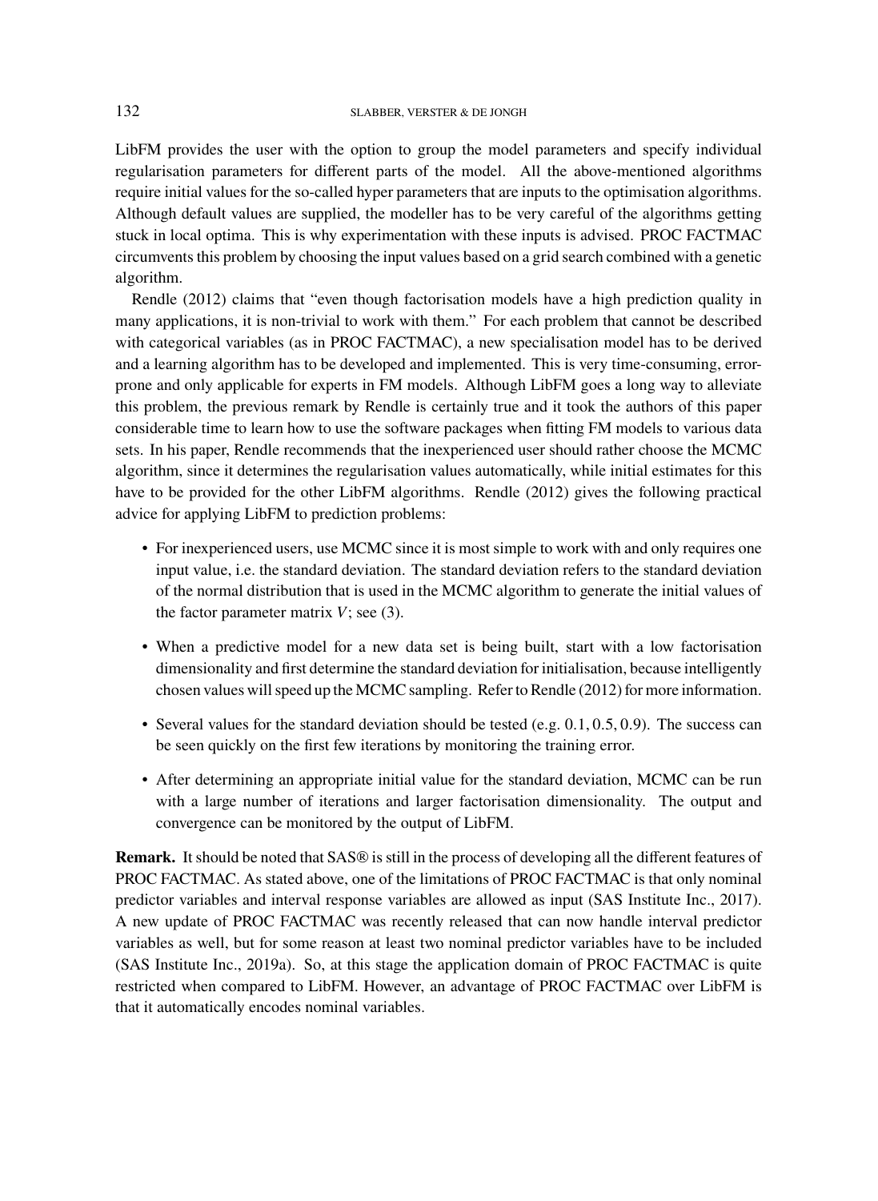LibFM provides the user with the option to group the model parameters and specify individual regularisation parameters for different parts of the model. All the above-mentioned algorithms require initial values for the so-called hyper parameters that are inputs to the optimisation algorithms. Although default values are supplied, the modeller has to be very careful of the algorithms getting stuck in local optima. This is why experimentation with these inputs is advised. PROC FACTMAC circumvents this problem by choosing the input values based on a grid search combined with a genetic algorithm.

Rendle (2012) claims that "even though factorisation models have a high prediction quality in many applications, it is non-trivial to work with them." For each problem that cannot be described with categorical variables (as in PROC FACTMAC), a new specialisation model has to be derived and a learning algorithm has to be developed and implemented. This is very time-consuming, error-prone and only applicable for experts in FM models. Although LibFM goes a long way to alleviate this problem, the previous remark by Rendle is certainly true and it took the authors of this paper considerable time to learn how to use the software packages when fitting FM models to various data sets. In his paper, Rendle recommends that the inexperienced user should rather choose the MCMC algorithm, since it determines the regularisation values automatically, while initial estimates for this have to be provided for the other LibFM algorithms. Rendle (2012) gives the following practical advice for applying LibFM to prediction problems:

- For inexperienced users, use MCMC since it is most simple to work with and only requires one input value, i.e. the standard deviation. The standard deviation refers to the standard deviation of the normal distribution that is used in the MCMC algorithm to generate the initial values of the factor parameter matrix $V$; see (3).
- When a predictive model for a new data set is being built, start with a low factorisation dimensionality and first determine the standard deviation for initialisation, because intelligently chosen values will speed up the MCMC sampling. Refer to Rendle (2012) for more information.
- Several values for the standard deviation should be tested (e.g. $0.1, 0.5, 0.9$). The success can be seen quickly on the first few iterations by monitoring the training error.
- After determining an appropriate initial value for the standard deviation, MCMC can be run with a large number of iterations and larger factorisation dimensionality. The output and convergence can be monitored by the output of LibFM.

**Remark.** It should be noted that SAS® is still in the process of developing all the different features of PROC FACTMAC. As stated above, one of the limitations of PROC FACTMAC is that only nominal predictor variables and interval response variables are allowed as input (SAS Institute Inc., 2017). A new update of PROC FACTMAC was recently released that can now handle interval predictor variables as well, but for some reason at least two nominal predictor variables have to be included (SAS Institute Inc., 2019a). So, at this stage the application domain of PROC FACTMAC is quite restricted when compared to LibFM. However, an advantage of PROC FACTMAC over LibFM is that it automatically encodes nominal variables.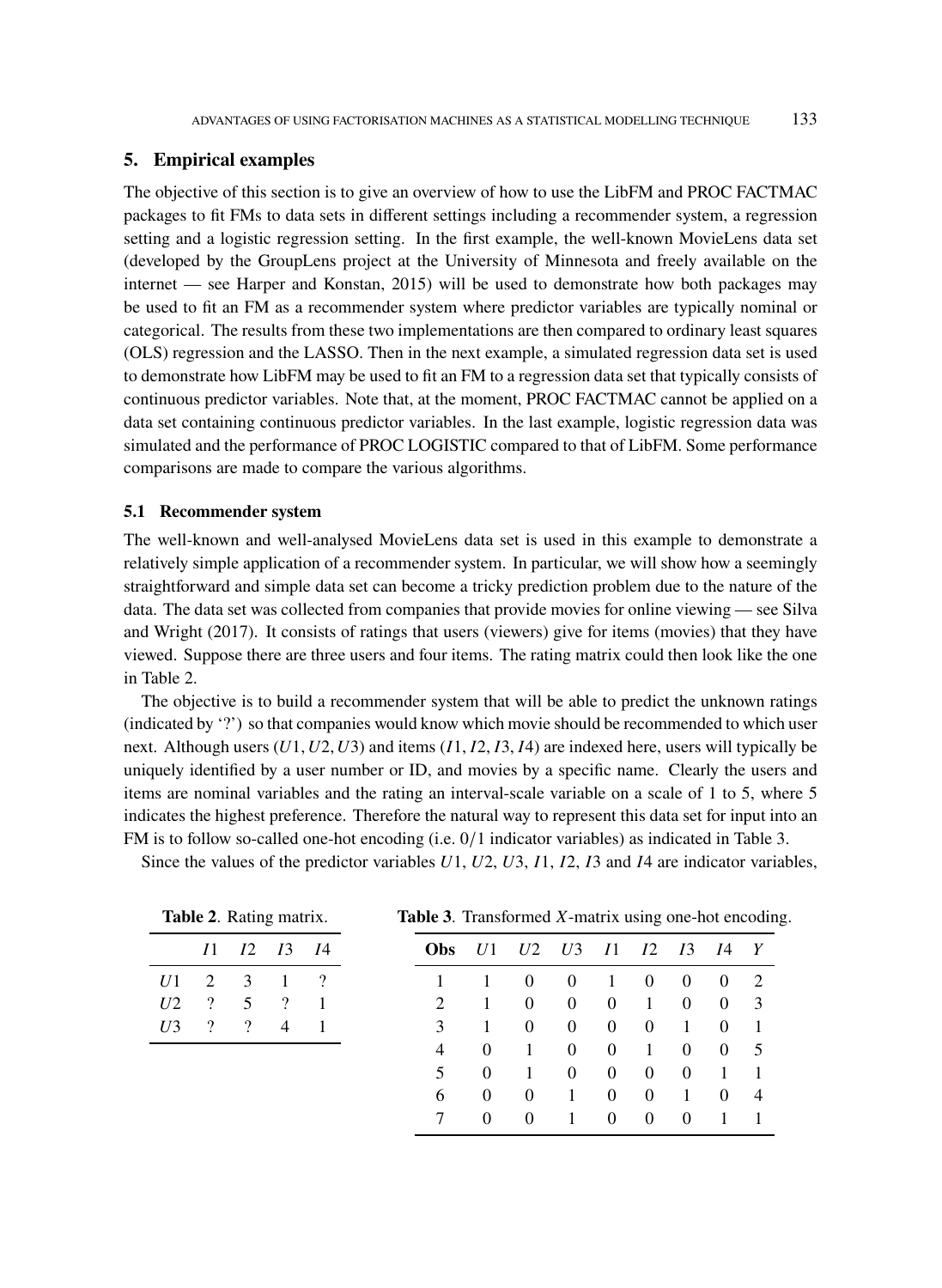## 5. Empirical examples

The objective of this section is to give an overview of how to use the LibFM and PROC FACTMAC packages to fit FMs to data sets in different settings including a recommender system, a regression setting and a logistic regression setting. In the first example, the well-known MovieLens data set (developed by the GroupLens project at the University of Minnesota and freely available on the internet — see Harper and Konstan, 2015) will be used to demonstrate how both packages may be used to fit an FM as a recommender system where predictor variables are typically nominal or categorical. The results from these two implementations are then compared to ordinary least squares (OLS) regression and the LASSO. Then in the next example, a simulated regression data set is used to demonstrate how LibFM may be used to fit an FM to a regression data set that typically consists of continuous predictor variables. Note that, at the moment, PROC FACTMAC cannot be applied on a data set containing continuous predictor variables. In the last example, logistic regression data was simulated and the performance of PROC LOGISTIC compared to that of LibFM. Some performance comparisons are made to compare the various algorithms.

### 5.1 Recommender system

The well-known and well-analysed MovieLens data set is used in this example to demonstrate a relatively simple application of a recommender system. In particular, we will show how a seemingly straightforward and simple data set can become a tricky prediction problem due to the nature of the data. The data set was collected from companies that provide movies for online viewing — see Silva and Wright (2017). It consists of ratings that users (viewers) give for items (movies) that they have viewed. Suppose there are three users and four items. The rating matrix could then look like the one in Table 2.

The objective is to build a recommender system that will be able to predict the unknown ratings (indicated by '?') so that companies would know which movie should be recommended to which user next. Although users ($U1, U2, U3$) and items ($I1, I2, I3, I4$) are indexed here, users will typically be uniquely identified by a user number or ID, and movies by a specific name. Clearly the users and items are nominal variables and the rating an interval-scale variable on a scale of 1 to 5, where 5 indicates the highest preference. Therefore the natural way to represent this data set for input into an FM is to follow so-called one-hot encoding (i.e. $0/1$ indicator variables) as indicated in Table 3.

Since the values of the predictor variables $U1$, $U2$, $U3$, $I1$, $I2$, $I3$ and $I4$ are indicator variables,

**Table 2**. Rating matrix.

| | $I1$ | $I2$ | $I3$ | $I4$ |
|---|---|---|---|---|
| $U1$ | 2 | 3 | 1 | ? |
| $U2$ | ? | 5 | ? | 1 |
| $U3$ | ? | ? | 4 | 1 |

**Table 3**. Transformed $X$-matrix using one-hot encoding.

| **Obs** | $U1$ | $U2$ | $U3$ | $I1$ | $I2$ | $I3$ | $I4$ | $Y$ |
|---|---|---|---|---|---|---|---|---|
| 1 | 1 | 0 | 0 | 1 | 0 | 0 | 0 | 2 |
| 2 | 1 | 0 | 0 | 0 | 1 | 0 | 0 | 3 |
| 3 | 1 | 0 | 0 | 0 | 0 | 1 | 0 | 1 |
| 4 | 0 | 1 | 0 | 0 | 1 | 0 | 0 | 5 |
| 5 | 0 | 1 | 0 | 0 | 0 | 0 | 1 | 1 |
| 6 | 0 | 0 | 1 | 0 | 0 | 1 | 0 | 4 |
| 7 | 0 | 0 | 1 | 0 | 0 | 0 | 1 | 1 |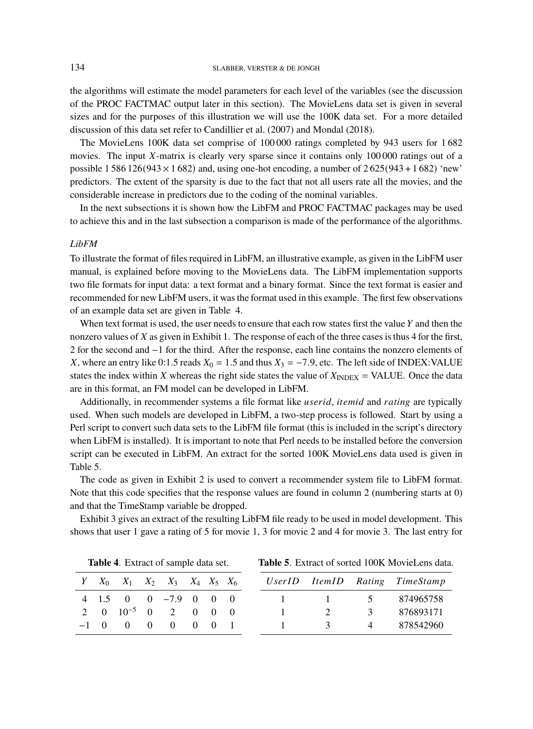the algorithms will estimate the model parameters for each level of the variables (see the discussion of the PROC FACTMAC output later in this section). The MovieLens data set is given in several sizes and for the purposes of this illustration we will use the 100K data set. For a more detailed discussion of this data set refer to Candillier et al. (2007) and Mondal (2018).

The MovieLens 100K data set comprise of 100 000 ratings completed by 943 users for 1 682 movies. The input $X$-matrix is clearly very sparse since it contains only 100 000 ratings out of a possible 1 586 126($943 \times 1\,682$) and, using one-hot encoding, a number of 2 625($943 + 1\,682$) 'new' predictors. The extent of the sparsity is due to the fact that not all users rate all the movies, and the considerable increase in predictors due to the coding of the nominal variables.

In the next subsections it is shown how the LibFM and PROC FACTMAC packages may be used to achieve this and in the last subsection a comparison is made of the performance of the algorithms.

### *LibFM*

To illustrate the format of files required in LibFM, an illustrative example, as given in the LibFM user manual, is explained before moving to the MovieLens data. The LibFM implementation supports two file formats for input data: a text format and a binary format. Since the text format is easier and recommended for new LibFM users, it was the format used in this example. The first few observations of an example data set are given in Table 4.

When text format is used, the user needs to ensure that each row states first the value $Y$ and then the nonzero values of $X$ as given in Exhibit 1. The response of each of the three cases is thus 4 for the first, 2 for the second and −1 for the third. After the response, each line contains the nonzero elements of $X$, where an entry like 0:1.5 reads $X_0 = 1.5$ and thus $X_3 = -7.9$, etc. The left side of INDEX:VALUE states the index within $X$ whereas the right side states the value of $X_{\text{INDEX}}$ = VALUE. Once the data are in this format, an FM model can be developed in LibFM.

Additionally, in recommender systems a file format like *userid*, *itemid* and *rating* are typically used. When such models are developed in LibFM, a two-step process is followed. Start by using a Perl script to convert such data sets to the LibFM file format (this is included in the script's directory when LibFM is installed). It is important to note that Perl needs to be installed before the conversion script can be executed in LibFM. An extract for the sorted 100K MovieLens data used is given in Table 5.

The code as given in Exhibit 2 is used to convert a recommender system file to LibFM format. Note that this code specifies that the response values are found in column 2 (numbering starts at 0) and that the TimeStamp variable be dropped.

Exhibit 3 gives an extract of the resulting LibFM file ready to be used in model development. This shows that user 1 gave a rating of 5 for movie 1, 3 for movie 2 and 4 for movie 3. The last entry for

**Table 4**. Extract of sample data set.

| $Y$ | $X_0$ | $X_1$ | $X_2$ | $X_3$ | $X_4$ | $X_5$ | $X_6$ |
|---|---|---|---|---|---|---|---|
| 4 | 1.5 | 0 | 0 | −7.9 | 0 | 0 | 0 |
| 2 | 0 | $10^{-5}$ | 0 | 2 | 0 | 0 | 0 |
| −1 | 0 | 0 | 0 | 0 | 0 | 0 | 1 |

**Table 5**. Extract of sorted 100K MovieLens data.

| *UserID* | *ItemID* | *Rating* | *TimeStamp* |
|---|---|---|---|
| 1 | 1 | 5 | 874965758 |
| 1 | 2 | 3 | 876893171 |
| 1 | 3 | 4 | 878542960 |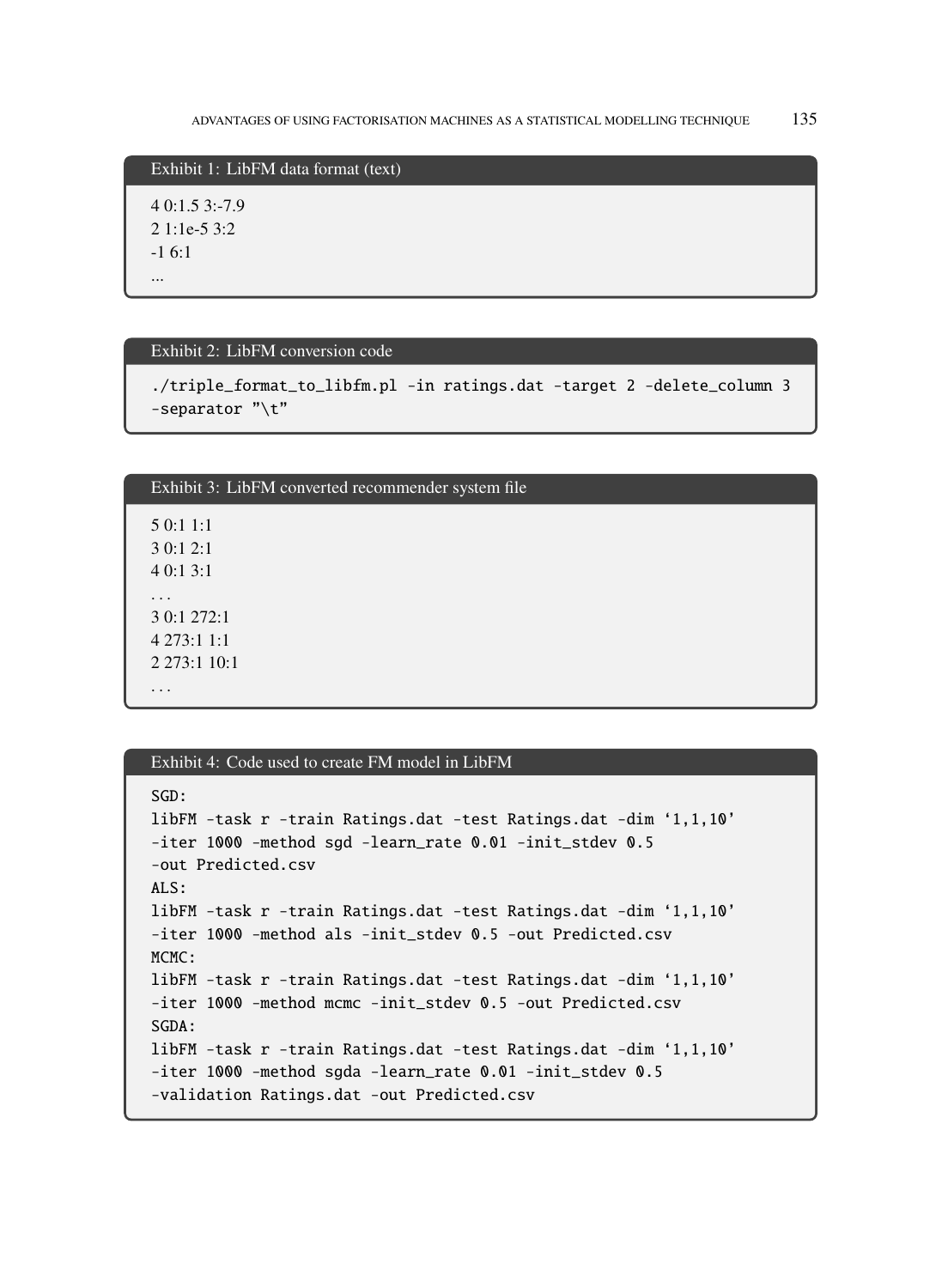**Exhibit 1: LibFM data format (text)**

```
4 0:1.5 3:-7.9
2 1:1e-5 3:2
-1 6:1
...
```

**Exhibit 2: LibFM conversion code**

```
./triple_format_to_libfm.pl -in ratings.dat -target 2 -delete_column 3
-separator "\t"
```

**Exhibit 3: LibFM converted recommender system file**

```
5 0:1 1:1
3 0:1 2:1
4 0:1 3:1
. . .
3 0:1 272:1
4 273:1 1:1
2 273:1 10:1
. . .
```

**Exhibit 4: Code used to create FM model in LibFM**

```
SGD:
libFM -task r -train Ratings.dat -test Ratings.dat -dim '1,1,10'
-iter 1000 -method sgd -learn_rate 0.01 -init_stdev 0.5
-out Predicted.csv
ALS:
libFM -task r -train Ratings.dat -test Ratings.dat -dim '1,1,10'
-iter 1000 -method als -init_stdev 0.5 -out Predicted.csv
MCMC:
libFM -task r -train Ratings.dat -test Ratings.dat -dim '1,1,10'
-iter 1000 -method mcmc -init_stdev 0.5 -out Predicted.csv
SGDA:
libFM -task r -train Ratings.dat -test Ratings.dat -dim '1,1,10'
-iter 1000 -method sgda -learn_rate 0.01 -init_stdev 0.5
-validation Ratings.dat -out Predicted.csv
```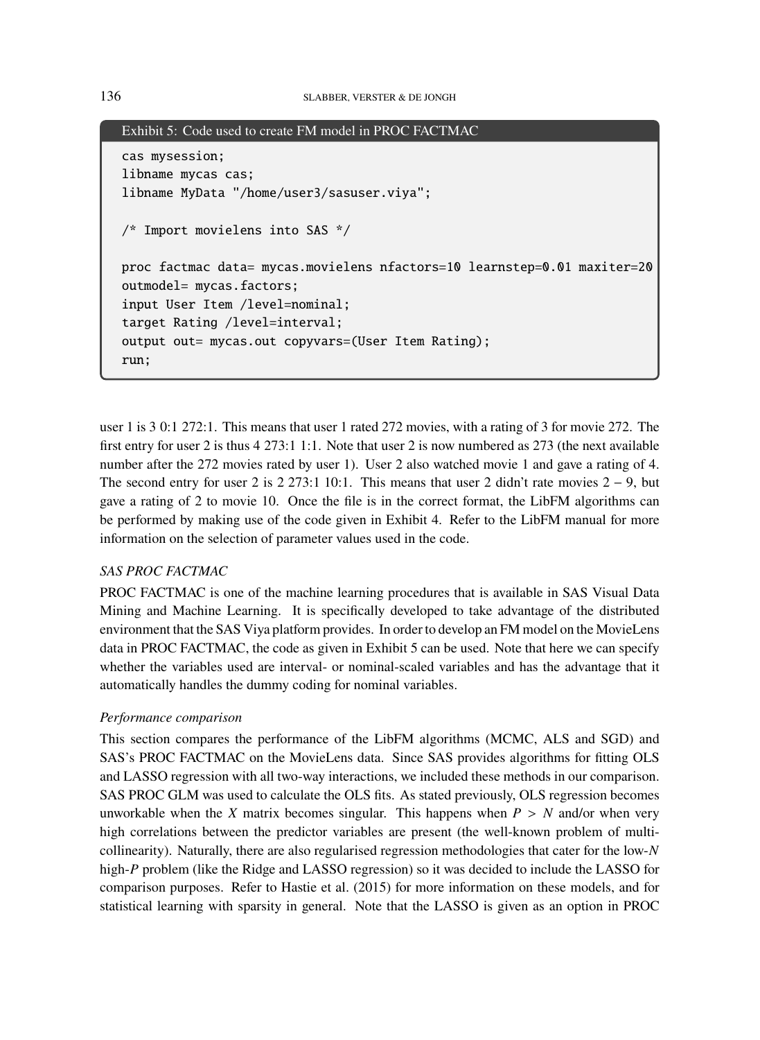Exhibit 5: Code used to create FM model in PROC FACTMAC

```
cas mysession;
libname mycas cas;
libname MyData "/home/user3/sasuser.viya";

/* Import movielens into SAS */

proc factmac data= mycas.movielens nfactors=10 learnstep=0.01 maxiter=20
outmodel= mycas.factors;
input User Item /level=nominal;
target Rating /level=interval;
output out= mycas.out copyvars=(User Item Rating);
run;
```

user 1 is 3 0:1 272:1. This means that user 1 rated 272 movies, with a rating of 3 for movie 272. The first entry for user 2 is thus 4 273:1 1:1. Note that user 2 is now numbered as 273 (the next available number after the 272 movies rated by user 1). User 2 also watched movie 1 and gave a rating of 4. The second entry for user 2 is 2 273:1 10:1. This means that user 2 didn't rate movies $2-9$, but gave a rating of 2 to movie 10. Once the file is in the correct format, the LibFM algorithms can be performed by making use of the code given in Exhibit 4. Refer to the LibFM manual for more information on the selection of parameter values used in the code.

*SAS PROC FACTMAC*

PROC FACTMAC is one of the machine learning procedures that is available in SAS Visual Data Mining and Machine Learning. It is specifically developed to take advantage of the distributed environment that the SAS Viya platform provides. In order to develop an FM model on the MovieLens data in PROC FACTMAC, the code as given in Exhibit 5 can be used. Note that here we can specify whether the variables used are interval- or nominal-scaled variables and has the advantage that it automatically handles the dummy coding for nominal variables.

*Performance comparison*

This section compares the performance of the LibFM algorithms (MCMC, ALS and SGD) and SAS's PROC FACTMAC on the MovieLens data. Since SAS provides algorithms for fitting OLS and LASSO regression with all two-way interactions, we included these methods in our comparison. SAS PROC GLM was used to calculate the OLS fits. As stated previously, OLS regression becomes unworkable when the $X$ matrix becomes singular. This happens when $P > N$ and/or when very high correlations between the predictor variables are present (the well-known problem of multicollinearity). Naturally, there are also regularised regression methodologies that cater for the low-$N$ high-$P$ problem (like the Ridge and LASSO regression) so it was decided to include the LASSO for comparison purposes. Refer to Hastie et al. (2015) for more information on these models, and for statistical learning with sparsity in general. Note that the LASSO is given as an option in PROC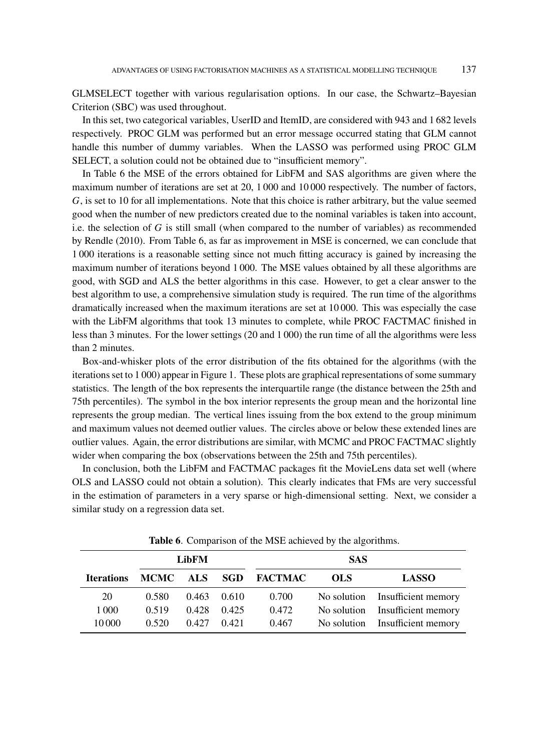GLMSELECT together with various regularisation options. In our case, the Schwartz–Bayesian Criterion (SBC) was used throughout.

In this set, two categorical variables, UserID and ItemID, are considered with 943 and 1 682 levels respectively. PROC GLM was performed but an error message occurred stating that GLM cannot handle this number of dummy variables. When the LASSO was performed using PROC GLM SELECT, a solution could not be obtained due to "insufficient memory".

In Table 6 the MSE of the errors obtained for LibFM and SAS algorithms are given where the maximum number of iterations are set at 20, 1 000 and 10 000 respectively. The number of factors, $G$, is set to 10 for all implementations. Note that this choice is rather arbitrary, but the value seemed good when the number of new predictors created due to the nominal variables is taken into account, i.e. the selection of $G$ is still small (when compared to the number of variables) as recommended by Rendle (2010). From Table 6, as far as improvement in MSE is concerned, we can conclude that 1 000 iterations is a reasonable setting since not much fitting accuracy is gained by increasing the maximum number of iterations beyond 1 000. The MSE values obtained by all these algorithms are good, with SGD and ALS the better algorithms in this case. However, to get a clear answer to the best algorithm to use, a comprehensive simulation study is required. The run time of the algorithms dramatically increased when the maximum iterations are set at 10 000. This was especially the case with the LibFM algorithms that took 13 minutes to complete, while PROC FACTMAC finished in less than 3 minutes. For the lower settings (20 and 1 000) the run time of all the algorithms were less than 2 minutes.

Box-and-whisker plots of the error distribution of the fits obtained for the algorithms (with the iterations set to 1 000) appear in Figure 1. These plots are graphical representations of some summary statistics. The length of the box represents the interquartile range (the distance between the 25th and 75th percentiles). The symbol in the box interior represents the group mean and the horizontal line represents the group median. The vertical lines issuing from the box extend to the group minimum and maximum values not deemed outlier values. The circles above or below these extended lines are outlier values. Again, the error distributions are similar, with MCMC and PROC FACTMAC slightly wider when comparing the box (observations between the 25th and 75th percentiles).

In conclusion, both the LibFM and FACTMAC packages fit the MovieLens data set well (where OLS and LASSO could not obtain a solution). This clearly indicates that FMs are very successful in the estimation of parameters in a very sparse or high-dimensional setting. Next, we consider a similar study on a regression data set.

**Table 6**. Comparison of the MSE achieved by the algorithms.

| | **LibFM** | | | **SAS** | | |
|---|---|---|---|---|---|---|
| **Iterations** | **MCMC** | **ALS** | **SGD** | **FACTMAC** | **OLS** | **LASSO** |
| 20 | 0.580 | 0.463 | 0.610 | 0.700 | No solution | Insufficient memory |
| 1 000 | 0.519 | 0.428 | 0.425 | 0.472 | No solution | Insufficient memory |
| 10 000 | 0.520 | 0.427 | 0.421 | 0.467 | No solution | Insufficient memory |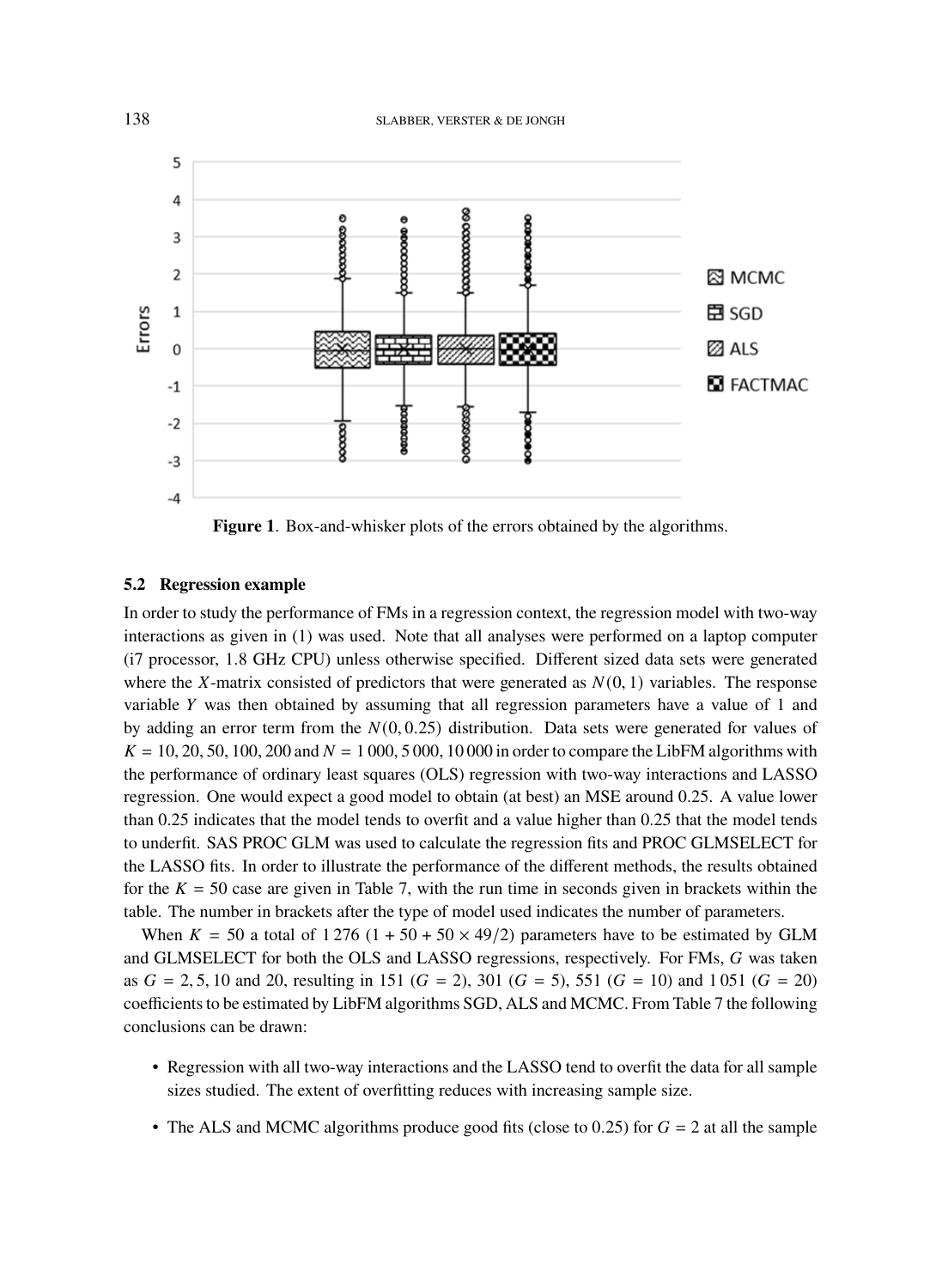Figure 1. Box-and-whisker plots of the errors obtained by the algorithms.

### 5.2 Regression example

In order to study the performance of FMs in a regression context, the regression model with two-way interactions as given in (1) was used. Note that all analyses were performed on a laptop computer (i7 processor, 1.8 GHz CPU) unless otherwise specified. Different sized data sets were generated where the $X$-matrix consisted of predictors that were generated as $N(0, 1)$ variables. The response variable $Y$ was then obtained by assuming that all regression parameters have a value of 1 and by adding an error term from the $N(0, 0.25)$ distribution. Data sets were generated for values of $K = 10, 20, 50, 100, 200$ and $N = 1\,000, 5\,000, 10\,000$ in order to compare the LibFM algorithms with the performance of ordinary least squares (OLS) regression with two-way interactions and LASSO regression. One would expect a good model to obtain (at best) an MSE around 0.25. A value lower than 0.25 indicates that the model tends to overfit and a value higher than 0.25 that the model tends to underfit. SAS PROC GLM was used to calculate the regression fits and PROC GLMSELECT for the LASSO fits. In order to illustrate the performance of the different methods, the results obtained for the $K = 50$ case are given in Table 7, with the run time in seconds given in brackets within the table. The number in brackets after the type of model used indicates the number of parameters.

When $K = 50$ a total of 1 276 ($1 + 50 + 50 \times 49/2$) parameters have to be estimated by GLM and GLMSELECT for both the OLS and LASSO regressions, respectively. For FMs, $G$ was taken as $G = 2, 5, 10$ and 20, resulting in 151 ($G = 2$), 301 ($G = 5$), 551 ($G = 10$) and 1 051 ($G = 20$) coefficients to be estimated by LibFM algorithms SGD, ALS and MCMC. From Table 7 the following conclusions can be drawn:

- Regression with all two-way interactions and the LASSO tend to overfit the data for all sample sizes studied. The extent of overfitting reduces with increasing sample size.
- The ALS and MCMC algorithms produce good fits (close to 0.25) for $G = 2$ at all the sample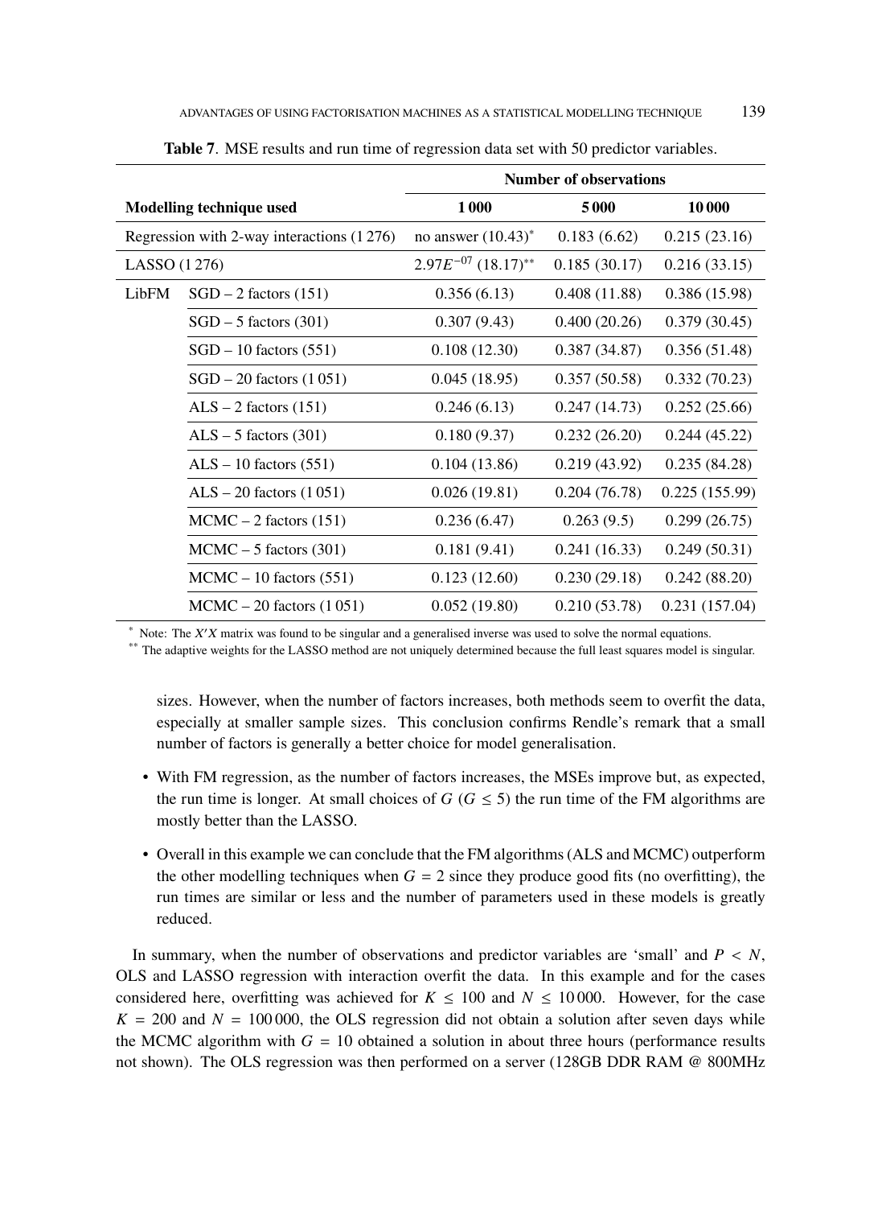**Table 7**. MSE results and run time of regression data set with 50 predictor variables.

| Modelling technique used | | Number of observations | | |
|---|---|---|---|---|
| | | 1 000 | 5 000 | 10 000 |
| Regression with 2-way interactions (1 276) | | no answer (10.43)* | 0.183 (6.62) | 0.215 (23.16) |
| LASSO (1 276) | | $2.97E^{-07}$ (18.17)** | 0.185 (30.17) | 0.216 (33.15) |
| LibFM | SGD – 2 factors (151) | 0.356 (6.13) | 0.408 (11.88) | 0.386 (15.98) |
| | SGD – 5 factors (301) | 0.307 (9.43) | 0.400 (20.26) | 0.379 (30.45) |
| | SGD – 10 factors (551) | 0.108 (12.30) | 0.387 (34.87) | 0.356 (51.48) |
| | SGD – 20 factors (1 051) | 0.045 (18.95) | 0.357 (50.58) | 0.332 (70.23) |
| | ALS – 2 factors (151) | 0.246 (6.13) | 0.247 (14.73) | 0.252 (25.66) |
| | ALS – 5 factors (301) | 0.180 (9.37) | 0.232 (26.20) | 0.244 (45.22) |
| | ALS – 10 factors (551) | 0.104 (13.86) | 0.219 (43.92) | 0.235 (84.28) |
| | ALS – 20 factors (1 051) | 0.026 (19.81) | 0.204 (76.78) | 0.225 (155.99) |
| | MCMC – 2 factors (151) | 0.236 (6.47) | 0.263 (9.5) | 0.299 (26.75) |
| | MCMC – 5 factors (301) | 0.181 (9.41) | 0.241 (16.33) | 0.249 (50.31) |
| | MCMC – 10 factors (551) | 0.123 (12.60) | 0.230 (29.18) | 0.242 (88.20) |
| | MCMC – 20 factors (1 051) | 0.052 (19.80) | 0.210 (53.78) | 0.231 (157.04) |

\* Note: The $X'X$ matrix was found to be singular and a generalised inverse was used to solve the normal equations.

\*\* The adaptive weights for the LASSO method are not uniquely determined because the full least squares model is singular.

sizes. However, when the number of factors increases, both methods seem to overfit the data, especially at smaller sample sizes. This conclusion confirms Rendle's remark that a small number of factors is generally a better choice for model generalisation.

- With FM regression, as the number of factors increases, the MSEs improve but, as expected, the run time is longer. At small choices of $G$ ($G \leq 5$) the run time of the FM algorithms are mostly better than the LASSO.
- Overall in this example we can conclude that the FM algorithms (ALS and MCMC) outperform the other modelling techniques when $G = 2$ since they produce good fits (no overfitting), the run times are similar or less and the number of parameters used in these models is greatly reduced.

In summary, when the number of observations and predictor variables are 'small' and $P < N$, OLS and LASSO regression with interaction overfit the data. In this example and for the cases considered here, overfitting was achieved for $K \leq 100$ and $N \leq 10\,000$. However, for the case $K = 200$ and $N = 100\,000$, the OLS regression did not obtain a solution after seven days while the MCMC algorithm with $G = 10$ obtained a solution in about three hours (performance results not shown). The OLS regression was then performed on a server (128GB DDR RAM @ 800MHz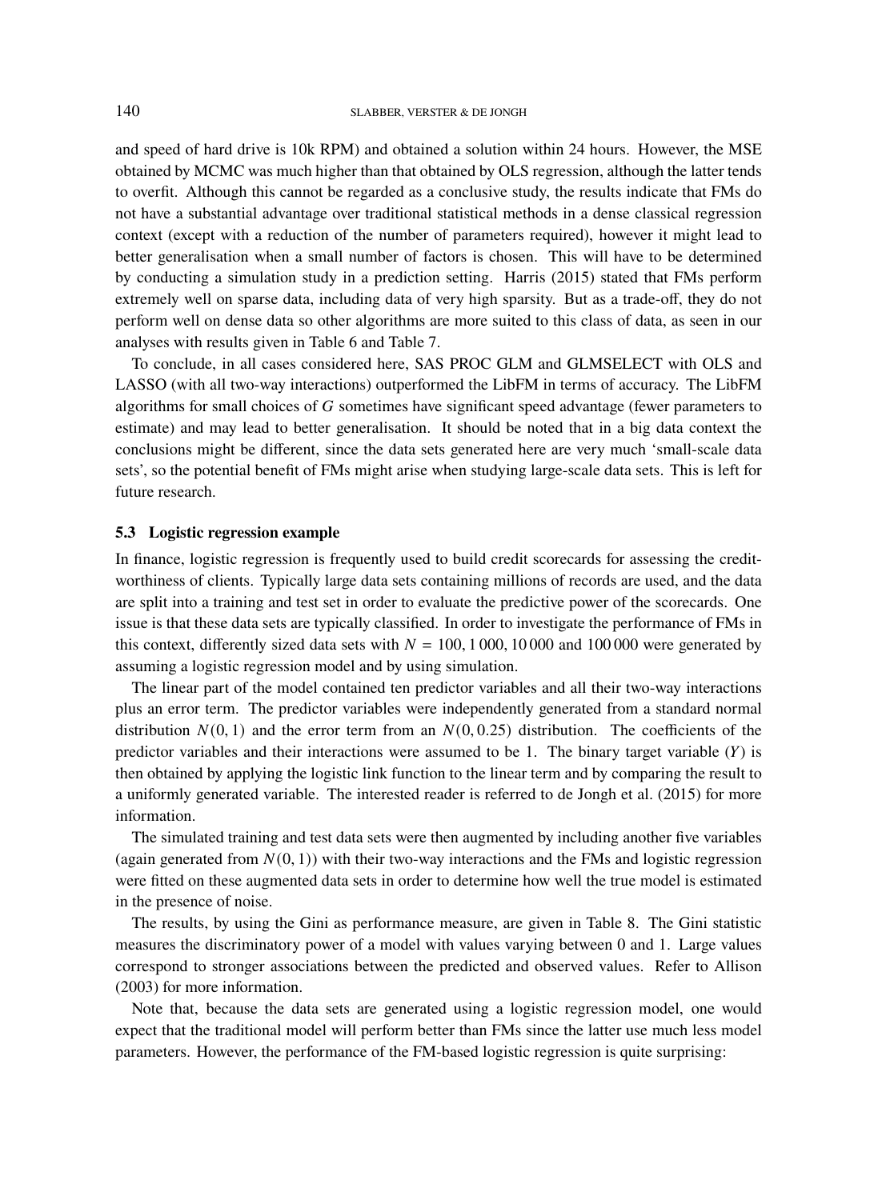and speed of hard drive is 10k RPM) and obtained a solution within 24 hours. However, the MSE obtained by MCMC was much higher than that obtained by OLS regression, although the latter tends to overfit. Although this cannot be regarded as a conclusive study, the results indicate that FMs do not have a substantial advantage over traditional statistical methods in a dense classical regression context (except with a reduction of the number of parameters required), however it might lead to better generalisation when a small number of factors is chosen. This will have to be determined by conducting a simulation study in a prediction setting. Harris (2015) stated that FMs perform extremely well on sparse data, including data of very high sparsity. But as a trade-off, they do not perform well on dense data so other algorithms are more suited to this class of data, as seen in our analyses with results given in Table 6 and Table 7.

To conclude, in all cases considered here, SAS PROC GLM and GLMSELECT with OLS and LASSO (with all two-way interactions) outperformed the LibFM in terms of accuracy. The LibFM algorithms for small choices of $G$ sometimes have significant speed advantage (fewer parameters to estimate) and may lead to better generalisation. It should be noted that in a big data context the conclusions might be different, since the data sets generated here are very much 'small-scale data sets', so the potential benefit of FMs might arise when studying large-scale data sets. This is left for future research.

### 5.3 Logistic regression example

In finance, logistic regression is frequently used to build credit scorecards for assessing the credit-worthiness of clients. Typically large data sets containing millions of records are used, and the data are split into a training and test set in order to evaluate the predictive power of the scorecards. One issue is that these data sets are typically classified. In order to investigate the performance of FMs in this context, differently sized data sets with $N = 100, 1\,000, 10\,000$ and $100\,000$ were generated by assuming a logistic regression model and by using simulation.

The linear part of the model contained ten predictor variables and all their two-way interactions plus an error term. The predictor variables were independently generated from a standard normal distribution $N(0, 1)$ and the error term from an $N(0, 0.25)$ distribution. The coefficients of the predictor variables and their interactions were assumed to be 1. The binary target variable ($Y$) is then obtained by applying the logistic link function to the linear term and by comparing the result to a uniformly generated variable. The interested reader is referred to de Jongh et al. (2015) for more information.

The simulated training and test data sets were then augmented by including another five variables (again generated from $N(0, 1)$) with their two-way interactions and the FMs and logistic regression were fitted on these augmented data sets in order to determine how well the true model is estimated in the presence of noise.

The results, by using the Gini as performance measure, are given in Table 8. The Gini statistic measures the discriminatory power of a model with values varying between 0 and 1. Large values correspond to stronger associations between the predicted and observed values. Refer to Allison (2003) for more information.

Note that, because the data sets are generated using a logistic regression model, one would expect that the traditional model will perform better than FMs since the latter use much less model parameters. However, the performance of the FM-based logistic regression is quite surprising: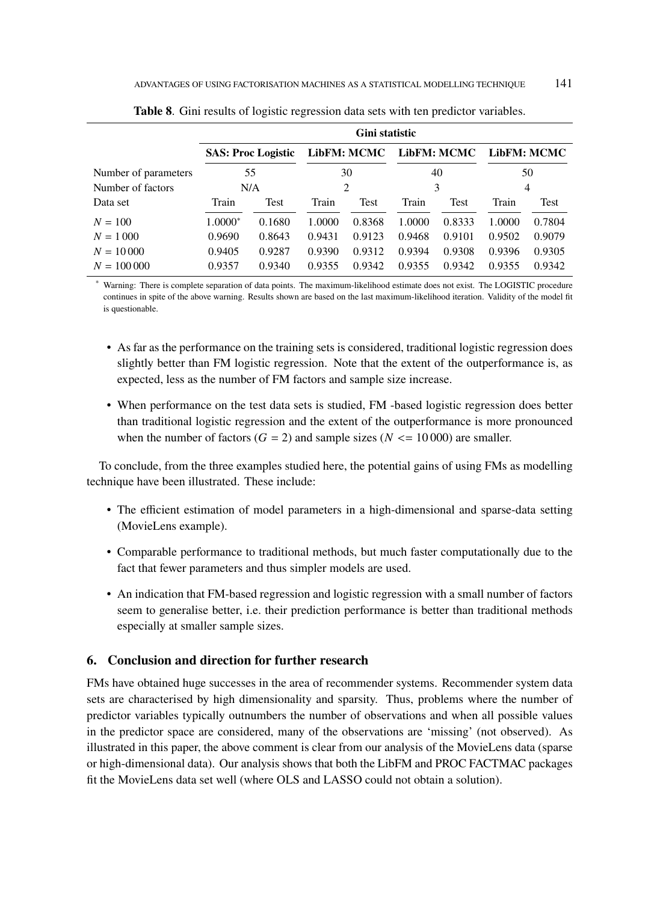**Table 8**. Gini results of logistic regression data sets with ten predictor variables.

| | Gini statistic | | | | | | | |
|---|---|---|---|---|---|---|---|---|
| | **SAS: Proc Logistic** | | **LibFM: MCMC** | | **LibFM: MCMC** | | **LibFM: MCMC** | |
| Number of parameters | 55 | | 30 | | 40 | | 50 | |
| Number of factors | N/A | | 2 | | 3 | | 4 | |
| Data set | Train | Test | Train | Test | Train | Test | Train | Test |
| $N = 100$ | 1.0000* | 0.1680 | 1.0000 | 0.8368 | 1.0000 | 0.8333 | 1.0000 | 0.7804 |
| $N = 1\,000$ | 0.9690 | 0.8643 | 0.9431 | 0.9123 | 0.9468 | 0.9101 | 0.9502 | 0.9079 |
| $N = 10\,000$ | 0.9405 | 0.9287 | 0.9390 | 0.9312 | 0.9394 | 0.9308 | 0.9396 | 0.9305 |
| $N = 100\,000$ | 0.9357 | 0.9340 | 0.9355 | 0.9342 | 0.9355 | 0.9342 | 0.9355 | 0.9342 |

* Warning: There is complete separation of data points. The maximum-likelihood estimate does not exist. The LOGISTIC procedure continues in spite of the above warning. Results shown are based on the last maximum-likelihood iteration. Validity of the model fit is questionable.

- As far as the performance on the training sets is considered, traditional logistic regression does slightly better than FM logistic regression. Note that the extent of the outperformance is, as expected, less as the number of FM factors and sample size increase.
- When performance on the test data sets is studied, FM -based logistic regression does better than traditional logistic regression and the extent of the outperformance is more pronounced when the number of factors ($G = 2$) and sample sizes ($N <= 10\,000$) are smaller.

To conclude, from the three examples studied here, the potential gains of using FMs as modelling technique have been illustrated. These include:

- The efficient estimation of model parameters in a high-dimensional and sparse-data setting (MovieLens example).
- Comparable performance to traditional methods, but much faster computationally due to the fact that fewer parameters and thus simpler models are used.
- An indication that FM-based regression and logistic regression with a small number of factors seem to generalise better, i.e. their prediction performance is better than traditional methods especially at smaller sample sizes.

## 6. Conclusion and direction for further research

FMs have obtained huge successes in the area of recommender systems. Recommender system data sets are characterised by high dimensionality and sparsity. Thus, problems where the number of predictor variables typically outnumbers the number of observations and when all possible values in the predictor space are considered, many of the observations are 'missing' (not observed). As illustrated in this paper, the above comment is clear from our analysis of the MovieLens data (sparse or high-dimensional data). Our analysis shows that both the LibFM and PROC FACTMAC packages fit the MovieLens data set well (where OLS and LASSO could not obtain a solution).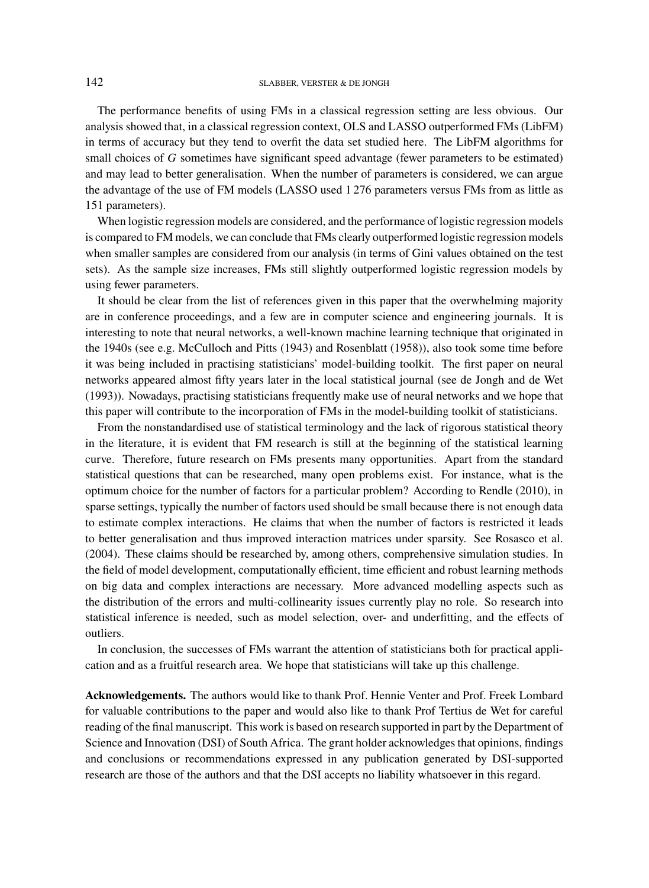The performance benefits of using FMs in a classical regression setting are less obvious. Our analysis showed that, in a classical regression context, OLS and LASSO outperformed FMs (LibFM) in terms of accuracy but they tend to overfit the data set studied here. The LibFM algorithms for small choices of $G$ sometimes have significant speed advantage (fewer parameters to be estimated) and may lead to better generalisation. When the number of parameters is considered, we can argue the advantage of the use of FM models (LASSO used 1 276 parameters versus FMs from as little as 151 parameters).

When logistic regression models are considered, and the performance of logistic regression models is compared to FM models, we can conclude that FMs clearly outperformed logistic regression models when smaller samples are considered from our analysis (in terms of Gini values obtained on the test sets). As the sample size increases, FMs still slightly outperformed logistic regression models by using fewer parameters.

It should be clear from the list of references given in this paper that the overwhelming majority are in conference proceedings, and a few are in computer science and engineering journals. It is interesting to note that neural networks, a well-known machine learning technique that originated in the 1940s (see e.g. McCulloch and Pitts (1943) and Rosenblatt (1958)), also took some time before it was being included in practising statisticians' model-building toolkit. The first paper on neural networks appeared almost fifty years later in the local statistical journal (see de Jongh and de Wet (1993)). Nowadays, practising statisticians frequently make use of neural networks and we hope that this paper will contribute to the incorporation of FMs in the model-building toolkit of statisticians.

From the nonstandardised use of statistical terminology and the lack of rigorous statistical theory in the literature, it is evident that FM research is still at the beginning of the statistical learning curve. Therefore, future research on FMs presents many opportunities. Apart from the standard statistical questions that can be researched, many open problems exist. For instance, what is the optimum choice for the number of factors for a particular problem? According to Rendle (2010), in sparse settings, typically the number of factors used should be small because there is not enough data to estimate complex interactions. He claims that when the number of factors is restricted it leads to better generalisation and thus improved interaction matrices under sparsity. See Rosasco et al. (2004). These claims should be researched by, among others, comprehensive simulation studies. In the field of model development, computationally efficient, time efficient and robust learning methods on big data and complex interactions are necessary. More advanced modelling aspects such as the distribution of the errors and multi-collinearity issues currently play no role. So research into statistical inference is needed, such as model selection, over- and underfitting, and the effects of outliers.

In conclusion, the successes of FMs warrant the attention of statisticians both for practical application and as a fruitful research area. We hope that statisticians will take up this challenge.

**Acknowledgements.** The authors would like to thank Prof. Hennie Venter and Prof. Freek Lombard for valuable contributions to the paper and would also like to thank Prof Tertius de Wet for careful reading of the final manuscript. This work is based on research supported in part by the Department of Science and Innovation (DSI) of South Africa. The grant holder acknowledges that opinions, findings and conclusions or recommendations expressed in any publication generated by DSI-supported research are those of the authors and that the DSI accepts no liability whatsoever in this regard.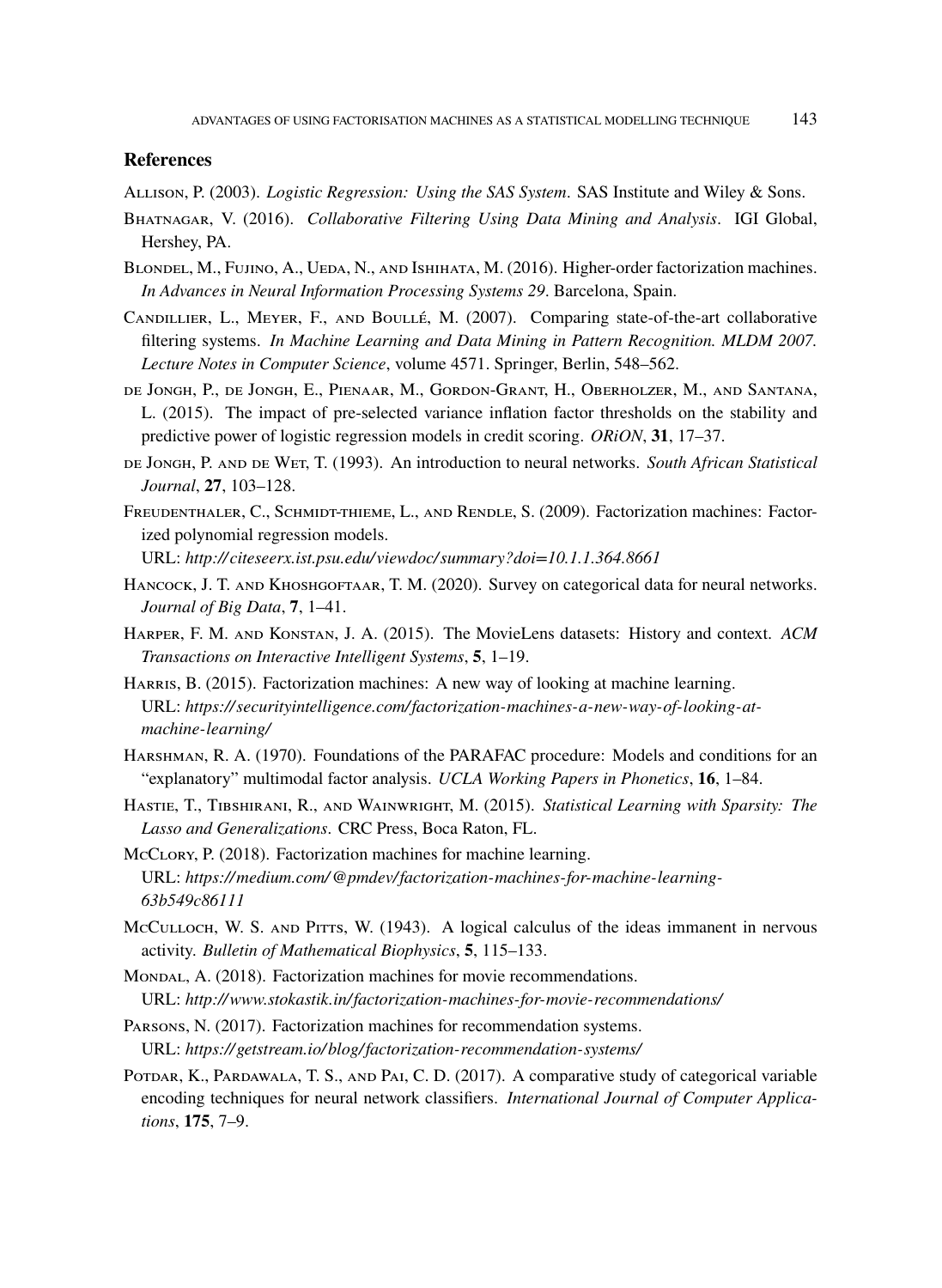## References

Allison, P. (2003). *Logistic Regression: Using the SAS System*. SAS Institute and Wiley & Sons.

Bhatnagar, V. (2016). *Collaborative Filtering Using Data Mining and Analysis*. IGI Global, Hershey, PA.

Blondel, M., Fujino, A., Ueda, N., and Ishihata, M. (2016). Higher-order factorization machines. *In Advances in Neural Information Processing Systems 29*. Barcelona, Spain.

Candillier, L., Meyer, F., and Boullé, M. (2007). Comparing state-of-the-art collaborative filtering systems. *In Machine Learning and Data Mining in Pattern Recognition. MLDM 2007. Lecture Notes in Computer Science*, volume 4571. Springer, Berlin, 548–562.

de Jongh, P., de Jongh, E., Pienaar, M., Gordon-Grant, H., Oberholzer, M., and Santana, L. (2015). The impact of pre-selected variance inflation factor thresholds on the stability and predictive power of logistic regression models in credit scoring. *ORiON*, **31**, 17–37.

de Jongh, P. and de Wet, T. (1993). An introduction to neural networks. *South African Statistical Journal*, **27**, 103–128.

Freudenthaler, C., Schmidt-thieme, L., and Rendle, S. (2009). Factorization machines: Factorized polynomial regression models.
URL: *http://citeseerx.ist.psu.edu/viewdoc/summary?doi=10.1.1.364.8661*

Hancock, J. T. and Khoshgoftaar, T. M. (2020). Survey on categorical data for neural networks. *Journal of Big Data*, **7**, 1–41.

Harper, F. M. and Konstan, J. A. (2015). The MovieLens datasets: History and context. *ACM Transactions on Interactive Intelligent Systems*, **5**, 1–19.

Harris, B. (2015). Factorization machines: A new way of looking at machine learning.
URL: *https://securityintelligence.com/factorization-machines-a-new-way-of-looking-at-machine-learning/*

Harshman, R. A. (1970). Foundations of the PARAFAC procedure: Models and conditions for an "explanatory" multimodal factor analysis. *UCLA Working Papers in Phonetics*, **16**, 1–84.

Hastie, T., Tibshirani, R., and Wainwright, M. (2015). *Statistical Learning with Sparsity: The Lasso and Generalizations*. CRC Press, Boca Raton, FL.

McClory, P. (2018). Factorization machines for machine learning.
URL: *https://medium.com/@pmdev/factorization-machines-for-machine-learning-63b549c86111*

McCulloch, W. S. and Pitts, W. (1943). A logical calculus of the ideas immanent in nervous activity. *Bulletin of Mathematical Biophysics*, **5**, 115–133.

Mondal, A. (2018). Factorization machines for movie recommendations.
URL: *http://www.stokastik.in/factorization-machines-for-movie-recommendations/*

Parsons, N. (2017). Factorization machines for recommendation systems.
URL: *https://getstream.io/blog/factorization-recommendation-systems/*

Potdar, K., Pardawala, T. S., and Pai, C. D. (2017). A comparative study of categorical variable encoding techniques for neural network classifiers. *International Journal of Computer Applications*, **175**, 7–9.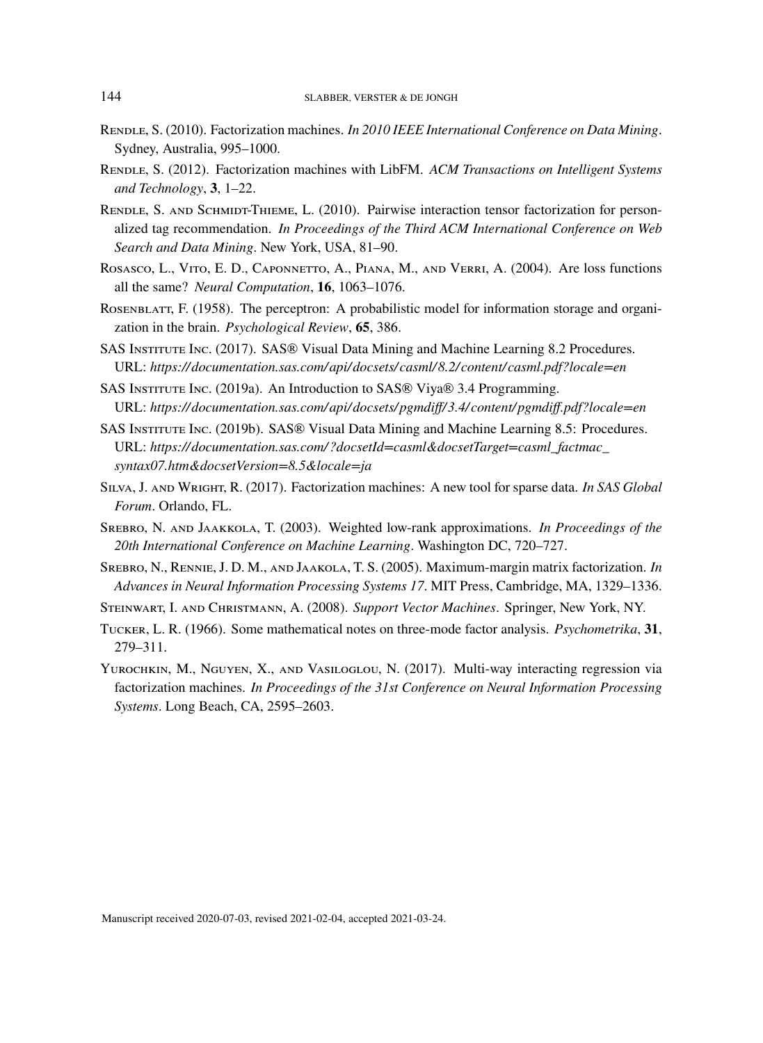Rendle, S. (2010). Factorization machines. *In 2010 IEEE International Conference on Data Mining*. Sydney, Australia, 995–1000.

Rendle, S. (2012). Factorization machines with LibFM. *ACM Transactions on Intelligent Systems and Technology*, **3**, 1–22.

Rendle, S. and Schmidt-Thieme, L. (2010). Pairwise interaction tensor factorization for personalized tag recommendation. *In Proceedings of the Third ACM International Conference on Web Search and Data Mining*. New York, USA, 81–90.

Rosasco, L., Vito, E. D., Caponnetto, A., Piana, M., and Verri, A. (2004). Are loss functions all the same? *Neural Computation*, **16**, 1063–1076.

Rosenblatt, F. (1958). The perceptron: A probabilistic model for information storage and organization in the brain. *Psychological Review*, **65**, 386.

SAS Institute Inc. (2017). SAS® Visual Data Mining and Machine Learning 8.2 Procedures. URL: *https://documentation.sas.com/api/docsets/casml/8.2/content/casml.pdf?locale=en*

SAS Institute Inc. (2019a). An Introduction to SAS® Viya® 3.4 Programming. URL: *https://documentation.sas.com/api/docsets/pgmdiff/3.4/content/pgmdiff.pdf?locale=en*

SAS Institute Inc. (2019b). SAS® Visual Data Mining and Machine Learning 8.5: Procedures. URL: *https://documentation.sas.com/?docsetId=casml&docsetTarget=casml_factmac_syntax07.htm&docsetVersion=8.5&locale=ja*

Silva, J. and Wright, R. (2017). Factorization machines: A new tool for sparse data. *In SAS Global Forum*. Orlando, FL.

Srebro, N. and Jaakkola, T. (2003). Weighted low-rank approximations. *In Proceedings of the 20th International Conference on Machine Learning*. Washington DC, 720–727.

Srebro, N., Rennie, J. D. M., and Jaakola, T. S. (2005). Maximum-margin matrix factorization. *In Advances in Neural Information Processing Systems 17*. MIT Press, Cambridge, MA, 1329–1336.

Steinwart, I. and Christmann, A. (2008). *Support Vector Machines*. Springer, New York, NY.

Tucker, L. R. (1966). Some mathematical notes on three-mode factor analysis. *Psychometrika*, **31**, 279–311.

Yurochkin, M., Nguyen, X., and Vasiloglou, N. (2017). Multi-way interacting regression via factorization machines. *In Proceedings of the 31st Conference on Neural Information Processing Systems*. Long Beach, CA, 2595–2603.

Manuscript received 2020-07-03, revised 2021-02-04, accepted 2021-03-24.